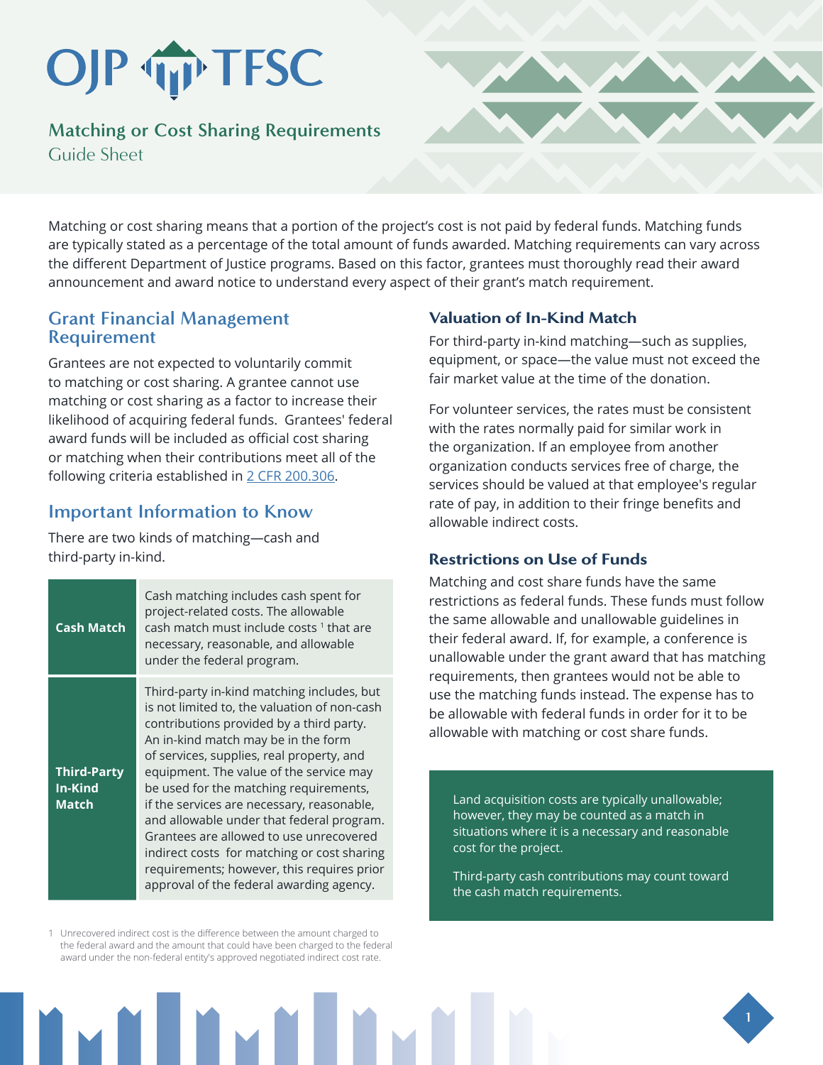# Matching or Cost Sharing Requirements

Guide Sheet

Matching or cost sharing means that a portion of the project's cost is not paid by federal funds. Matching funds are typically stated as a percentage of the total amount of funds awarded. Matching requirements can vary across the different Department of Justice programs. Based on this factor, grantees must thoroughly read their award announcement and award notice to understand every aspect of their grant's match requirement.

## Grant Financial Management Requirement

Grantees are not expected to voluntarily commit to matching or cost sharing. A grantee cannot use matching or cost sharing as a factor to increase their likelihood of acquiring federal funds. Grantees' federal award funds will be included as official cost sharing or matching when their contributions meet all of the following criteria established in [2 CFR 200.306](https://www.ecfr.gov/current/title-2/section-200.306).

## Important Information to Know

There are two kinds of matching—cash and third-party in-kind.

| | |
|---|---|
| **Cash Match** | Cash matching includes cash spent for project-related costs. The allowable cash match must include costs [1] that are necessary, reasonable, and allowable under the federal program. |
| **Third-Party In-Kind Match** | Third-party in-kind matching includes, but is not limited to, the valuation of non-cash contributions provided by a third party. An in-kind match may be in the form of services, supplies, real property, and equipment. The value of the service may be used for the matching requirements, if the services are necessary, reasonable, and allowable under that federal program. Grantees are allowed to use unrecovered indirect costs for matching or cost sharing requirements; however, this requires prior approval of the federal awarding agency. |

1 Unrecovered indirect cost is the difference between the amount charged to the federal award and the amount that could have been charged to the federal award under the non-federal entity's approved negotiated indirect cost rate.

### Valuation of In-Kind Match

For third-party in-kind matching—such as supplies, equipment, or space—the value must not exceed the fair market value at the time of the donation.

For volunteer services, the rates must be consistent with the rates normally paid for similar work in the organization. If an employee from another organization conducts services free of charge, the services should be valued at that employee's regular rate of pay, in addition to their fringe benefits and allowable indirect costs.

### Restrictions on Use of Funds

Matching and cost share funds have the same restrictions as federal funds. These funds must follow the same allowable and unallowable guidelines in their federal award. If, for example, a conference is unallowable under the grant award that has matching requirements, then grantees would not be able to use the matching funds instead. The expense has to be allowable with federal funds in order for it to be allowable with matching or cost share funds.

> Land acquisition costs are typically unallowable; however, they may be counted as a match in situations where it is a necessary and reasonable cost for the project.
>
> Third-party cash contributions may count toward the cash match requirements.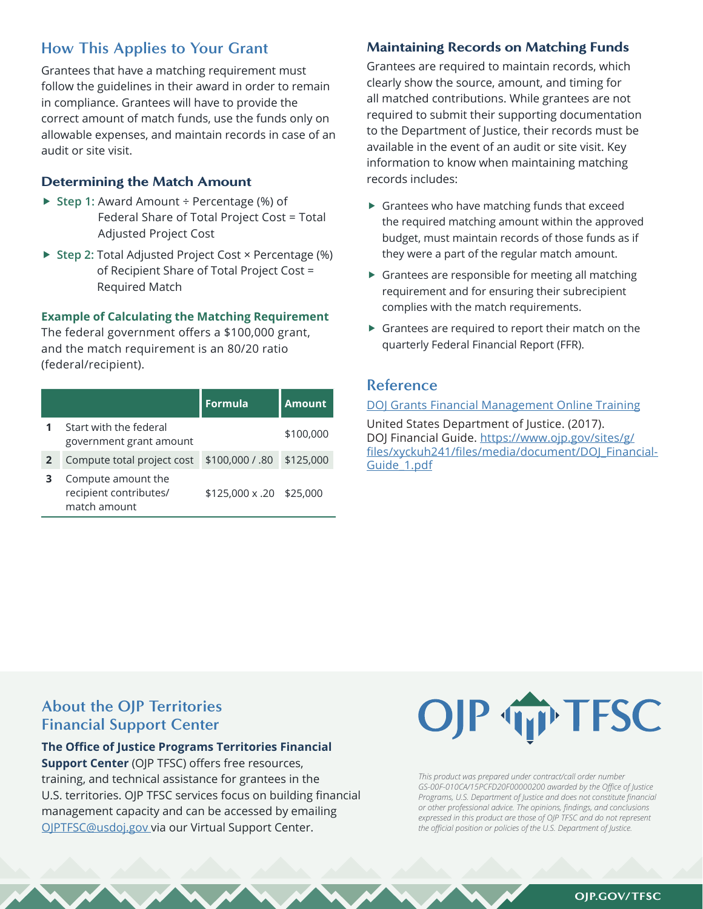## How This Applies to Your Grant

Grantees that have a matching requirement must follow the guidelines in their award in order to remain in compliance. Grantees will have to provide the correct amount of match funds, use the funds only on allowable expenses, and maintain records in case of an audit or site visit.

### Determining the Match Amount

- **Step 1:** Award Amount ÷ Percentage (%) of Federal Share of Total Project Cost = Total Adjusted Project Cost
- **Step 2:** Total Adjusted Project Cost × Percentage (%) of Recipient Share of Total Project Cost = Required Match

**Example of Calculating the Matching Requirement**

The federal government offers a $100,000 grant, and the match requirement is an 80/20 ratio (federal/recipient).

| | | Formula | Amount |
|---|---|---|---|
| 1 | Start with the federal government grant amount | | $100,000 |
| 2 | Compute total project cost | $100,000 / .80 | $125,000 |
| 3 | Compute amount the recipient contributes/ match amount | $125,000 x .20 | $25,000 |

### Maintaining Records on Matching Funds

Grantees are required to maintain records, which clearly show the source, amount, and timing for all matched contributions. While grantees are not required to submit their supporting documentation to the Department of Justice, their records must be available in the event of an audit or site visit. Key information to know when maintaining matching records includes:

- Grantees who have matching funds that exceed the required matching amount within the approved budget, must maintain records of those funds as if they were a part of the regular match amount.
- Grantees are responsible for meeting all matching requirement and for ensuring their subrecipient complies with the match requirements.
- Grantees are required to report their match on the quarterly Federal Financial Report (FFR).

## Reference

[DOJ Grants Financial Management Online Training](#)

United States Department of Justice. (2017). DOJ Financial Guide. https://www.ojp.gov/sites/g/files/xyckuh241/files/media/document/DOJ_Financial-Guide_1.pdf

## About the OJP Territories Financial Support Center

**The Office of Justice Programs Territories Financial Support Center** (OJP TFSC) offers free resources, training, and technical assistance for grantees in the U.S. territories. OJP TFSC services focus on building financial management capacity and can be accessed by emailing OJPTFSC@usdoj.gov via our Virtual Support Center.

OJP TFSC

*This product was prepared under contract/call order number GS-00F-010CA/15PCFD20F00000200 awarded by the Office of Justice Programs, U.S. Department of Justice and does not constitute financial or other professional advice. The opinions, findings, and conclusions expressed in this product are those of OJP TFSC and do not represent the official position or policies of the U.S. Department of Justice.*

OJP.GOV/TFSC